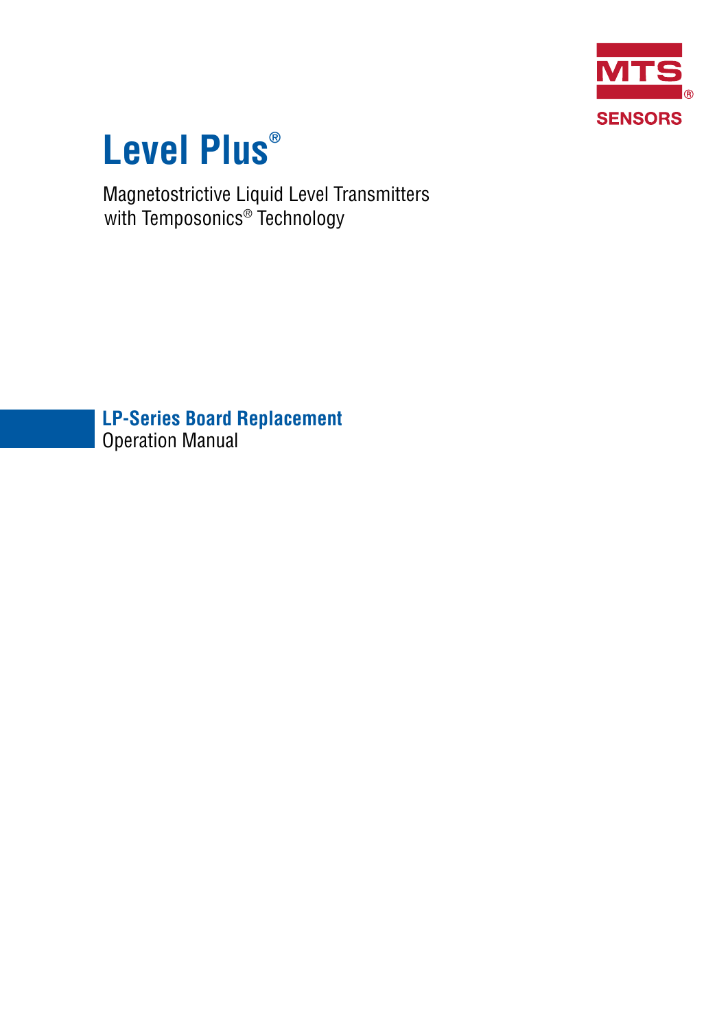MTS® SENSORS

# Level Plus®

Magnetostrictive Liquid Level Transmitters with Temposonics® Technology

## LP-Series Board Replacement

Operation Manual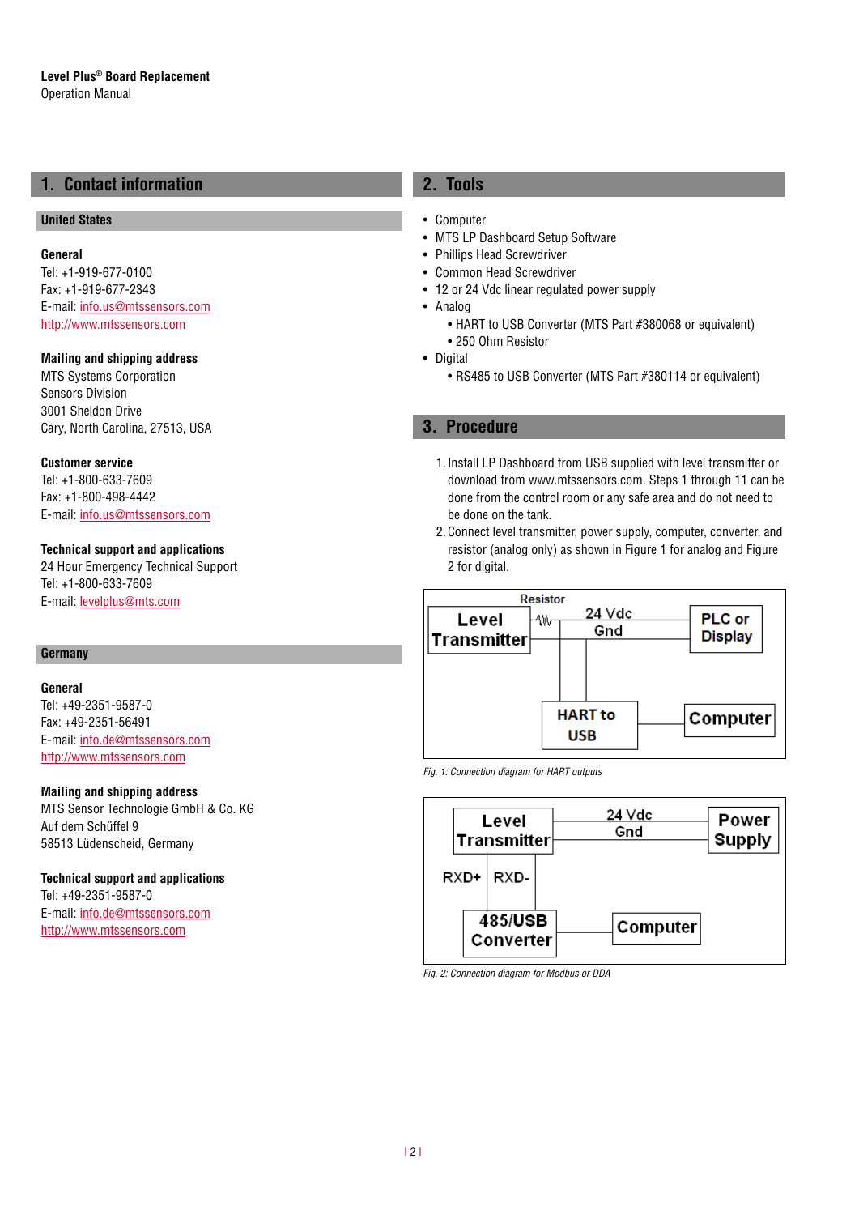## 1. Contact information

### United States

**General**
Tel: +1-919-677-0100
Fax: +1-919-677-2343
E-mail: info.us@mtssensors.com
http://www.mtssensors.com

**Mailing and shipping address**
MTS Systems Corporation
Sensors Division
3001 Sheldon Drive
Cary, North Carolina, 27513, USA

**Customer service**
Tel: +1-800-633-7609
Fax: +1-800-498-4442
E-mail: info.us@mtssensors.com

**Technical support and applications**
24 Hour Emergency Technical Support
Tel: +1-800-633-7609
E-mail: levelplus@mts.com

### Germany

**General**
Tel: +49-2351-9587-0
Fax: +49-2351-56491
E-mail: info.de@mtssensors.com
http://www.mtssensors.com

**Mailing and shipping address**
MTS Sensor Technologie GmbH & Co. KG
Auf dem Schüffel 9
58513 Lüdenscheid, Germany

**Technical support and applications**
Tel: +49-2351-9587-0
E-mail: info.de@mtssensors.com
http://www.mtssensors.com

## 2. Tools

- Computer
- MTS LP Dashboard Setup Software
- Phillips Head Screwdriver
- Common Head Screwdriver
- 12 or 24 Vdc linear regulated power supply
- Analog
  - HART to USB Converter (MTS Part #380068 or equivalent)
  - 250 Ohm Resistor
- Digital
  - RS485 to USB Converter (MTS Part #380114 or equivalent)

## 3. Procedure

1. Install LP Dashboard from USB supplied with level transmitter or download from www.mtssensors.com. Steps 1 through 11 can be done from the control room or any safe area and do not need to be done on the tank.
2. Connect level transmitter, power supply, computer, converter, and resistor (analog only) as shown in Figure 1 for analog and Figure 2 for digital.

Resistor | Level Transmitter | 24 Vdc | Gnd | PLC or Display | HART to USB | Computer

*Fig. 1: Connection diagram for HART outputs*

Level Transmitter | 24 Vdc | Gnd | Power Supply | RXD+ | RXD- | 485/USB Converter | Computer

*Fig. 2: Connection diagram for Modbus or DDA*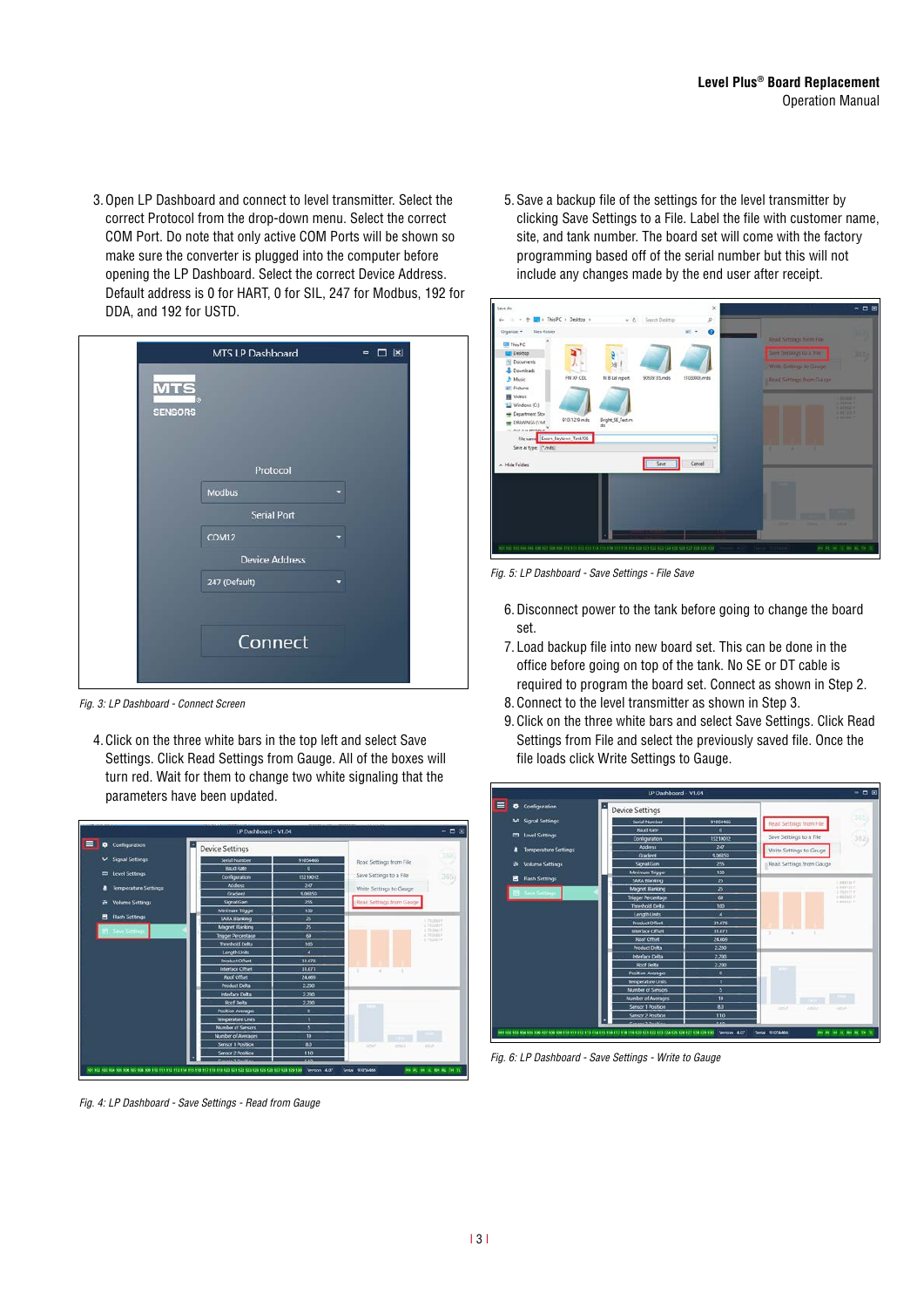3. Open LP Dashboard and connect to level transmitter. Select the correct Protocol from the drop-down menu. Select the correct COM Port. Do note that only active COM Ports will be shown so make sure the converter is plugged into the computer before opening the LP Dashboard. Select the correct Device Address. Default address is 0 for HART, 0 for SIL, 247 for Modbus, 192 for DDA, and 192 for USTD.

Fig. 3: LP Dashboard - Connect Screen

4. Click on the three white bars in the top left and select Save Settings. Click Read Settings from Gauge. All of the boxes will turn red. Wait for them to change two white signaling that the parameters have been updated.

Fig. 4: LP Dashboard - Save Settings - Read from Gauge

5. Save a backup file of the settings for the level transmitter by clicking Save Settings to a File. Label the file with customer name, site, and tank number. The board set will come with the factory programming based off of the serial number but this will not include any changes made by the end user after receipt.

Fig. 5: LP Dashboard - Save Settings - File Save

6. Disconnect power to the tank before going to change the board set.
7. Load backup file into new board set. This can be done in the office before going on top of the tank. No SE or DT cable is required to program the board set. Connect as shown in Step 2.
8. Connect to the level transmitter as shown in Step 3.
9. Click on the three white bars and select Save Settings. Click Read Settings from File and select the previously saved file. Once the file loads click Write Settings to Gauge.

Fig. 6: LP Dashboard - Save Settings - Write to Gauge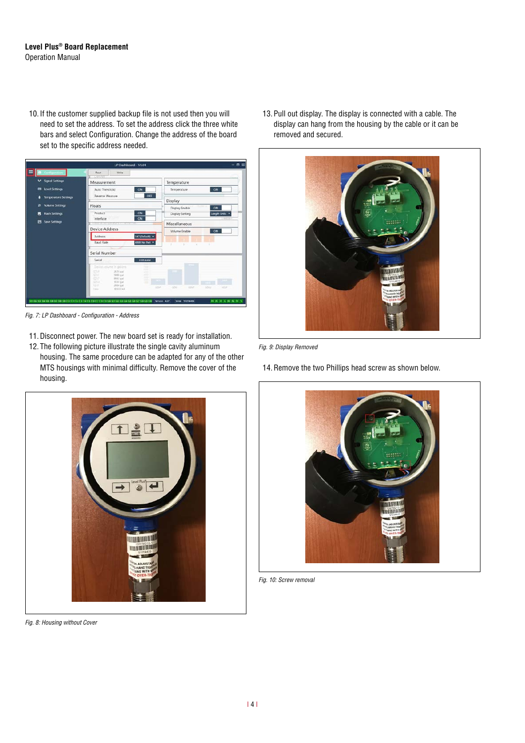10. If the customer supplied backup file is not used then you will need to set the address. To set the address click the three white bars and select Configuration. Change the address of the board set to the specific address needed.

*Fig. 7: LP Dashboard - Configuration - Address*

11. Disconnect power. The new board set is ready for installation.
12. The following picture illustrate the single cavity aluminum housing. The same procedure can be adapted for any of the other MTS housings with minimal difficulty. Remove the cover of the housing.

*Fig. 8: Housing without Cover*

13. Pull out display. The display is connected with a cable. The display can hang from the housing by the cable or it can be removed and secured.

*Fig. 9: Display Removed*

14. Remove the two Phillips head screw as shown below.

*Fig. 10: Screw removal*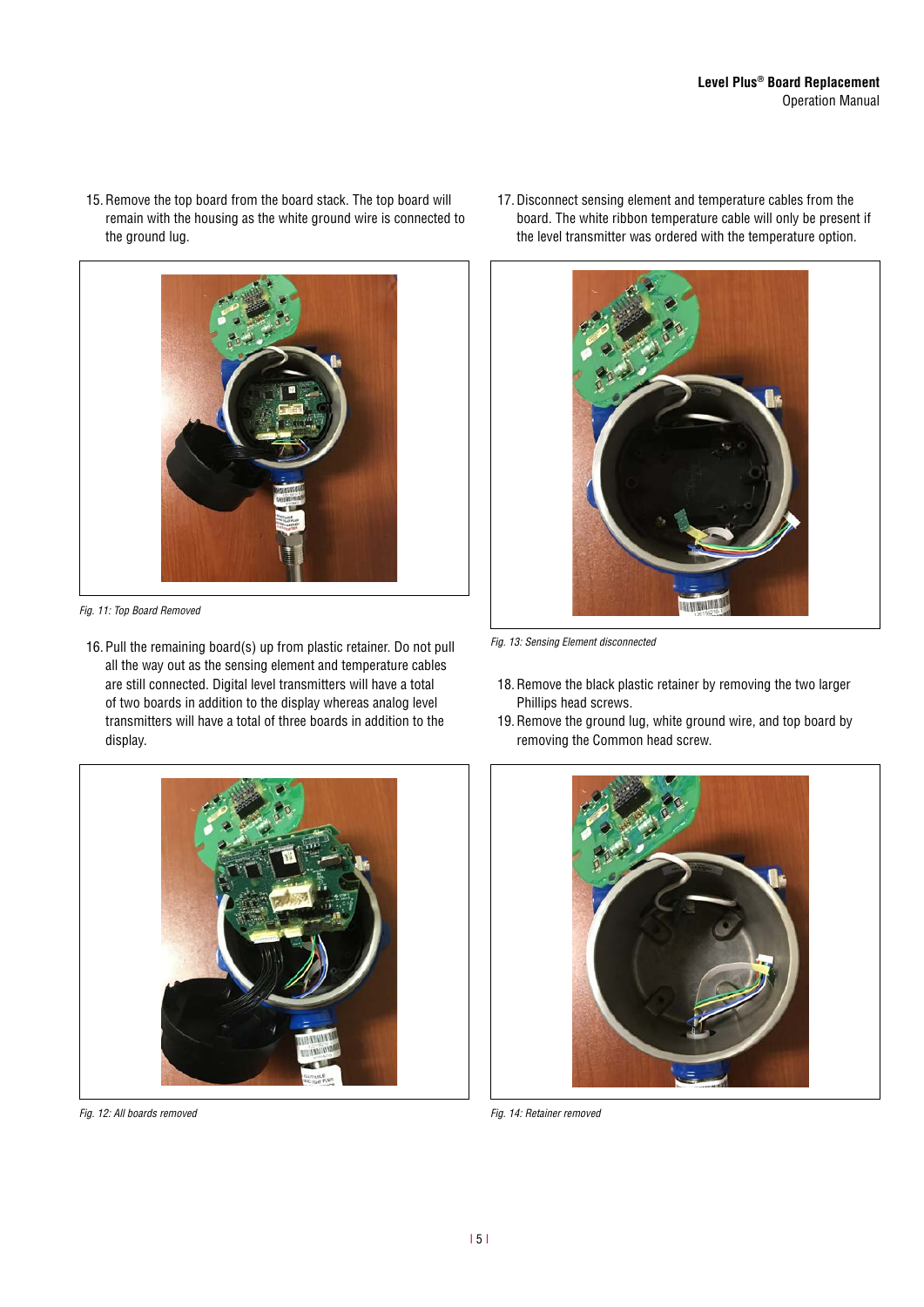15. Remove the top board from the board stack. The top board will remain with the housing as the white ground wire is connected to the ground lug.

*Fig. 11: Top Board Removed*

16. Pull the remaining board(s) up from plastic retainer. Do not pull all the way out as the sensing element and temperature cables are still connected. Digital level transmitters will have a total of two boards in addition to the display whereas analog level transmitters will have a total of three boards in addition to the display.

*Fig. 12: All boards removed*

17. Disconnect sensing element and temperature cables from the board. The white ribbon temperature cable will only be present if the level transmitter was ordered with the temperature option.

*Fig. 13: Sensing Element disconnected*

18. Remove the black plastic retainer by removing the two larger Phillips head screws.
19. Remove the ground lug, white ground wire, and top board by removing the Common head screw.

*Fig. 14: Retainer removed*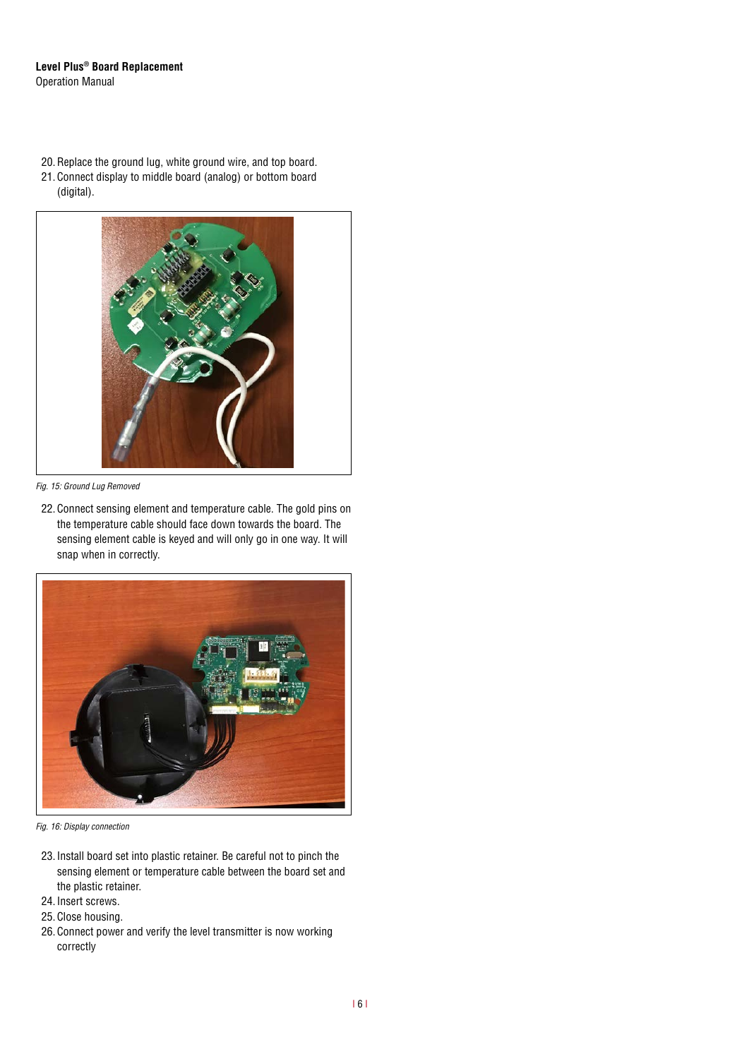20. Replace the ground lug, white ground wire, and top board.
21. Connect display to middle board (analog) or bottom board (digital).

*Fig. 15: Ground Lug Removed*

22. Connect sensing element and temperature cable. The gold pins on the temperature cable should face down towards the board. The sensing element cable is keyed and will only go in one way. It will snap when in correctly.

*Fig. 16: Display connection*

23. Install board set into plastic retainer. Be careful not to pinch the sensing element or temperature cable between the board set and the plastic retainer.
24. Insert screws.
25. Close housing.
26. Connect power and verify the level transmitter is now working correctly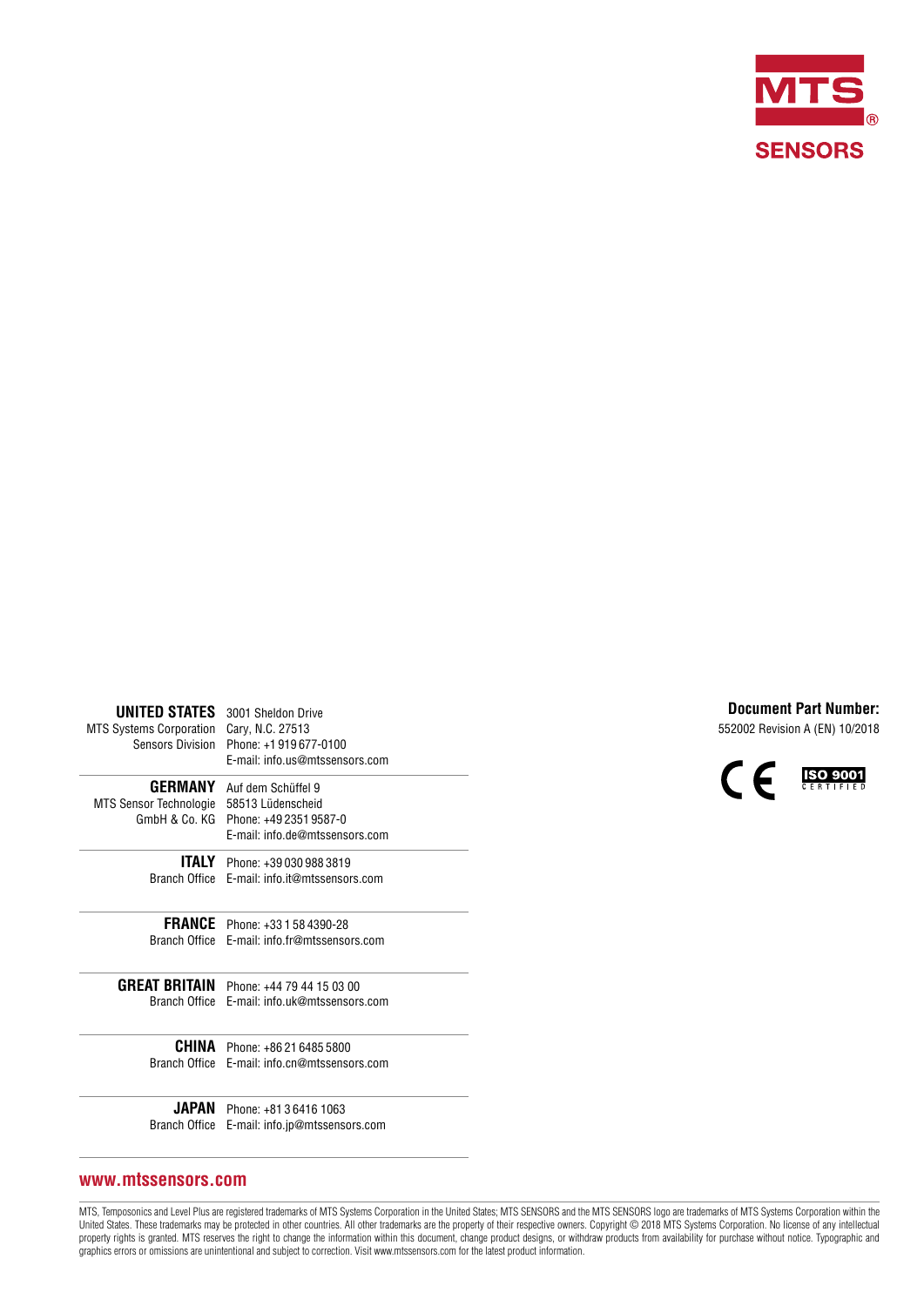MTS SENSORS

**UNITED STATES**
MTS Systems Corporation
Sensors Division
3001 Sheldon Drive
Cary, N.C. 27513
Phone: +1 919 677-0100
E-mail: info.us@mtssensors.com

**GERMANY**
MTS Sensor Technologie
GmbH & Co. KG
Auf dem Schüffel 9
58513 Lüdenscheid
Phone: +49 2351 9587-0
E-mail: info.de@mtssensors.com

**ITALY**
Branch Office
Phone: +39 030 988 3819
E-mail: info.it@mtssensors.com

**FRANCE**
Branch Office
Phone: +33 1 58 4390-28
E-mail: info.fr@mtssensors.com

**GREAT BRITAIN**
Branch Office
Phone: +44 79 44 15 03 00
E-mail: info.uk@mtssensors.com

**CHINA**
Branch Office
Phone: +86 21 6485 5800
E-mail: info.cn@mtssensors.com

**JAPAN**
Branch Office
Phone: +81 3 6416 1063
E-mail: info.jp@mtssensors.com

**www.mtssensors.com**

**Document Part Number:**
552002 Revision A (EN) 10/2018

CE ISO 9001 CERTIFIED

MTS, Temposonics and Level Plus are registered trademarks of MTS Systems Corporation in the United States; MTS SENSORS and the MTS SENSORS logo are trademarks of MTS Systems Corporation within the United States. These trademarks may be protected in other countries. All other trademarks are the property of their respective owners. Copyright © 2018 MTS Systems Corporation. No license of any intellectual property rights is granted. MTS reserves the right to change the information within this document, change product designs, or withdraw products from availability for purchase without notice. Typographic and graphics errors or omissions are unintentional and subject to correction. Visit www.mtssensors.com for the latest product information.